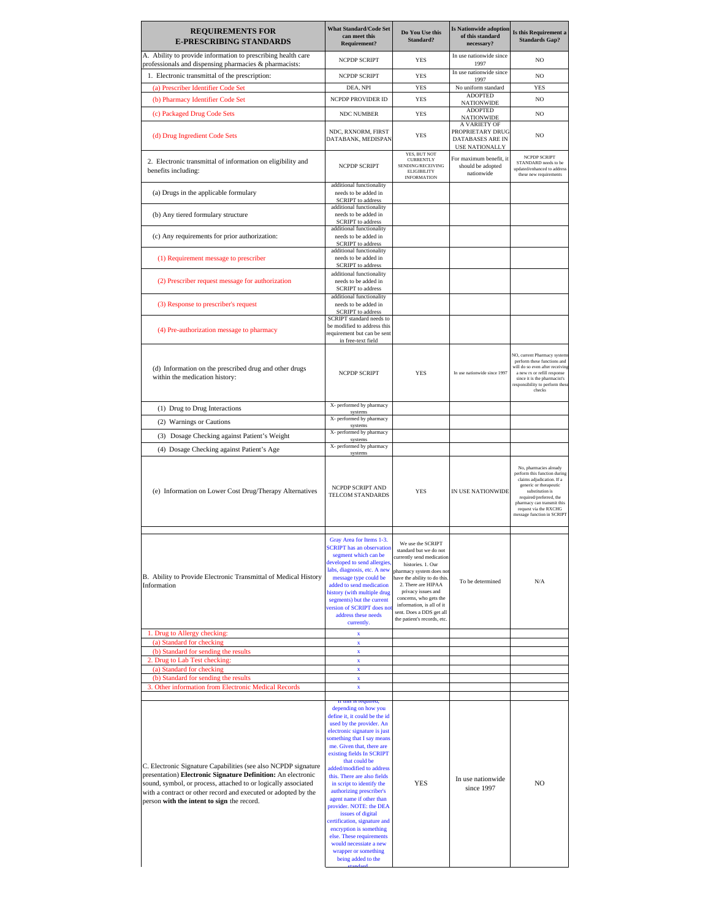| REQUIREMENTS FOR E-PRESCRIBING STANDARDS | What Standard/Code Set can meet this Requirement? | Do You Use this Standard? | Is Nationwide adoption of this standard necessary? | Is this Requirement a Standards Gap? |
|---|---|---|---|---|
| A. Ability to provide information to prescribing health care professionals and dispensing pharmacies & pharmacists: | NCPDP SCRIPT | YES | In use nationwide since 1997 | NO |
| 1. Electronic transmittal of the prescription: | NCPDP SCRIPT | YES | In use nationwide since 1997 | NO |
| (a) Prescriber Identifier Code Set | DEA, NPI | YES | No uniform standard | YES |
| (b) Pharmacy Identifier Code Set | NCPDP PROVIDER ID | YES | ADOPTED NATIONWIDE | NO |
| (c) Packaged Drug Code Sets | NDC NUMBER | YES | ADOPTED NATIONWIDE | NO |
| (d) Drug Ingredient Code Sets | NDC, RXNORM, FIRST DATABANK, MEDISPAN | YES | A VARIETY OF PROPRIETARY DRUG DATABASES ARE IN USE NATIONALLY | NO |
| 2. Electronic transmittal of information on eligibility and benefits including: | NCPDP SCRIPT | YES, BUT NOT CURRENTLY SENDING/RECEIVING ELIGIBILITY INFORMATION | For maximum benefit, it should be adopted nationwide | NCPDP SCRIPT STANDARD needs to be updated/enhanced to address these new requirements |
| (a) Drugs in the applicable formulary | additional functionality needs to be added in SCRIPT to address | | | |
| (b) Any tiered formulary structure | additional functionality needs to be added in SCRIPT to address | | | |
| (c) Any requirements for prior authorization: | additional functionality needs to be added in SCRIPT to address | | | |
| (1) Requirement message to prescriber | additional functionality needs to be added in SCRIPT to address | | | |
| (2) Prescriber request message for authorization | additional functionality needs to be added in SCRIPT to address | | | |
| (3) Response to prescriber's request | additional functionality needs to be added in SCRIPT to address | | | |
| (4) Pre-authorization message to pharmacy | SCRIPT standard needs to be modified to address this requirement but can be sent in free-text field | | | |
| (d) Information on the prescribed drug and other drugs within the medication history: | NCPDP SCRIPT | YES | In use nationwide since 1997 | NO, current Pharmacy systems perform these functions and will do so even after receiving a new rx or refill response since it is the pharmacist's responsibility to perform these checks |
| (1) Drug to Drug Interactions | X- performed by pharmacy systems | | | |
| (2) Warnings or Cautions | X- performed by pharmacy systems | | | |
| (3) Dosage Checking against Patient's Weight | X- performed by pharmacy systems | | | |
| (4) Dosage Checking against Patient's Age | X- performed by pharmacy systems | | | |
| (e) Information on Lower Cost Drug/Therapy Alternatives | NCPDP SCRIPT AND TELCOM STANDARDS | YES | IN USE NATIONWIDE | No, pharmacies already perform this function during claims adjudication. If a generic or therapeutic substitution is required/preferred, the pharmacy can transmit this request via the RXCHG message function in SCRIPT |
| | | | | |
| B. Ability to Provide Electronic Transmittal of Medical History Information | Gray Area for Items 1-3. SCRIPT has an observation segment which can be developed to send allergies, labs, diagnosis, etc. A new message type could be added to send medication history (with multiple drug segments) but the current version of SCRIPT does not address these needs currently. | We use the SCRIPT standard but we do not currently send medication histories. 1. Our pharmacy system does not have the ability to do this. 2. There are HIPAA privacy issues and concerns, who gets the information, is all of it sent. Does a DDS get all the patient's records, etc. | To be determined | N/A |
| 1. Drug to Allergy checking: | x | | | |
| (a) Standard for checking | x | | | |
| (b) Standard for sending the results | x | | | |
| 2. Drug to Lab Test checking: | x | | | |
| (a) Standard for checking | x | | | |
| (b) Standard for sending the results | x | | | |
| 3. Other information from Electronic Medical Records | x | | | |
| | | | | |
| C. Electronic Signature Capabilities (see also NCPDP signature presentation) **Electronic Signature Definition:** An electronic sound, symbol, or process, attached to or logically associated with a contract or other record and executed or adopted by the person **with the intent to sign** the record. | If this is required, depending on how you define it, it could be the id used by the provider. An electronic signature is just something that I say means me. Given that, there are existing fields In SCRIPT that could be added/modified to address this. There are also fields in script to identify the authorizing prescriber's agent name if other than provider. NOTE: the DEA issues of digital certification, signature and encryption is something else. These requirements would necessitate a new wrapper or something being added to the standard | YES | In use nationwide since 1997 | NO |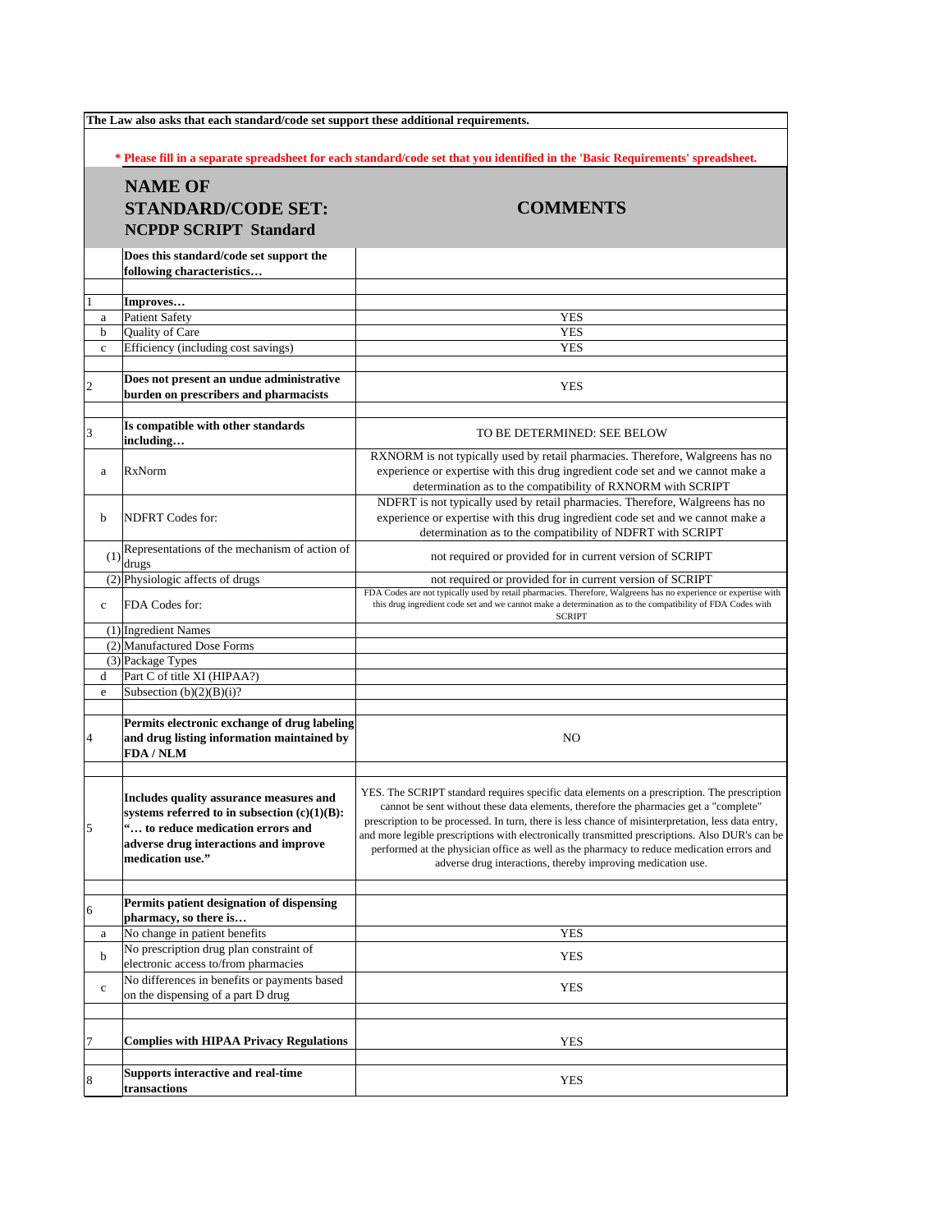The Law also asks that each standard/code set support these additional requirements.

**\* Please fill in a separate spreadsheet for each standard/code set that you identified in the 'Basic Requirements' spreadsheet.**

| | **NAME OF STANDARD/CODE SET: NCPDP SCRIPT Standard** | **COMMENTS** |
|---|---|---|
| | **Does this standard/code set support the following characteristics…** | |
| 1 | **Improves…** | |
| a | Patient Safety | YES |
| b | Quality of Care | YES |
| c | Efficiency (including cost savings) | YES |
| 2 | **Does not present an undue administrative burden on prescribers and pharmacists** | YES |
| 3 | **Is compatible with other standards including…** | TO BE DETERMINED: SEE BELOW |
| a | RxNorm | RXNORM is not typically used by retail pharmacies. Therefore, Walgreens has no experience or expertise with this drug ingredient code set and we cannot make a determination as to the compatibility of RXNORM with SCRIPT |
| b | NDFRT Codes for: | NDFRT is not typically used by retail pharmacies. Therefore, Walgreens has no experience or expertise with this drug ingredient code set and we cannot make a determination as to the compatibility of NDFRT with SCRIPT |
| (1) | Representations of the mechanism of action of drugs | not required or provided for in current version of SCRIPT |
| (2) | Physiologic affects of drugs | not required or provided for in current version of SCRIPT |
| c | FDA Codes for: | FDA Codes are not typically used by retail pharmacies. Therefore, Walgreens has no experience or expertise with this drug ingredient code set and we cannot make a determination as to the compatibility of FDA Codes with SCRIPT |
| (1) | Ingredient Names | |
| (2) | Manufactured Dose Forms | |
| (3) | Package Types | |
| d | Part C of title XI (HIPAA?) | |
| e | Subsection (b)(2)(B)(i)? | |
| 4 | **Permits electronic exchange of drug labeling and drug listing information maintained by FDA / NLM** | NO |
| 5 | **Includes quality assurance measures and systems referred to in subsection (c)(1)(B): "… to reduce medication errors and adverse drug interactions and improve medication use."** | YES. The SCRIPT standard requires specific data elements on a prescription. The prescription cannot be sent without these data elements, therefore the pharmacies get a "complete" prescription to be processed. In turn, there is less chance of misinterpretation, less data entry, and more legible prescriptions with electronically transmitted prescriptions. Also DUR's can be performed at the physician office as well as the pharmacy to reduce medication errors and adverse drug interactions, thereby improving medication use. |
| 6 | **Permits patient designation of dispensing pharmacy, so there is…** | |
| a | No change in patient benefits | YES |
| b | No prescription drug plan constraint of electronic access to/from pharmacies | YES |
| c | No differences in benefits or payments based on the dispensing of a part D drug | YES |
| 7 | **Complies with HIPAA Privacy Regulations** | YES |
| 8 | **Supports interactive and real-time transactions** | YES |